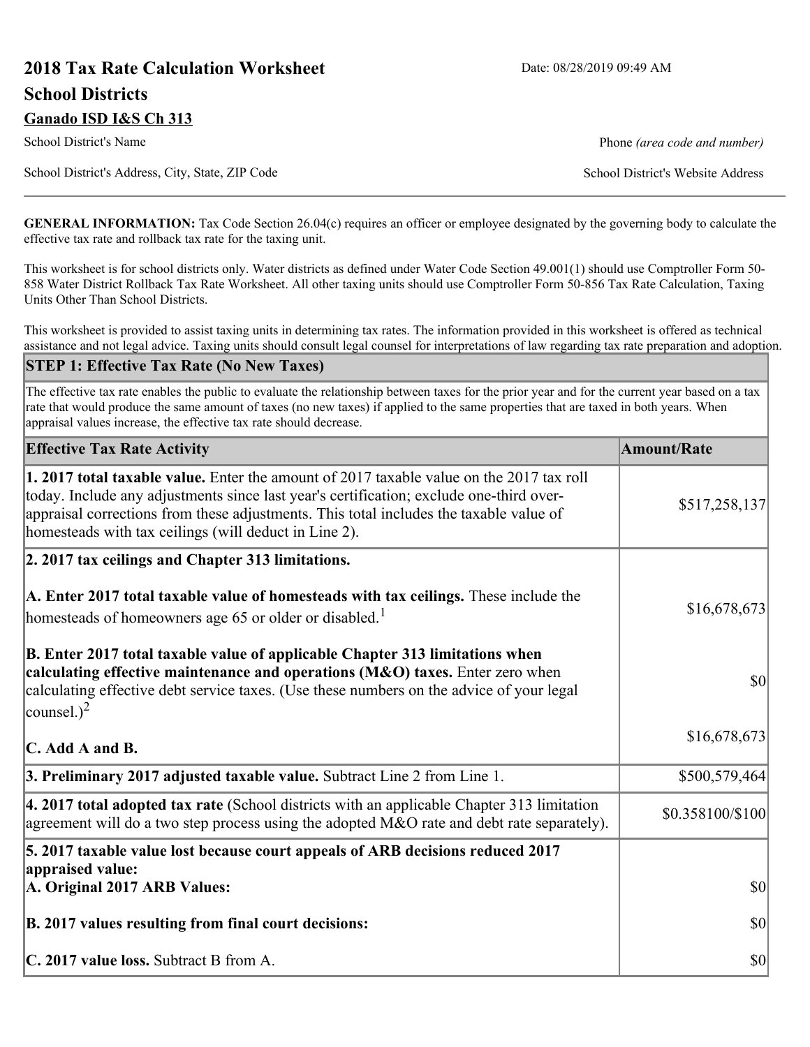# 2018 Tax Rate Calculation Worksheet

Date: 08/28/2019 09:49 AM

## School Districts

**Ganado ISD I&S Ch 313**

School District's Name

Phone *(area code and number)*

School District's Address, City, State, ZIP Code

School District's Website Address

**GENERAL INFORMATION:** Tax Code Section 26.04(c) requires an officer or employee designated by the governing body to calculate the effective tax rate and rollback tax rate for the taxing unit.

This worksheet is for school districts only. Water districts as defined under Water Code Section 49.001(1) should use Comptroller Form 50-858 Water District Rollback Tax Rate Worksheet. All other taxing units should use Comptroller Form 50-856 Tax Rate Calculation, Taxing Units Other Than School Districts.

This worksheet is provided to assist taxing units in determining tax rates. The information provided in this worksheet is offered as technical assistance and not legal advice. Taxing units should consult legal counsel for interpretations of law regarding tax rate preparation and adoption.

### STEP 1: Effective Tax Rate (No New Taxes)

The effective tax rate enables the public to evaluate the relationship between taxes for the prior year and for the current year based on a tax rate that would produce the same amount of taxes (no new taxes) if applied to the same properties that are taxed in both years. When appraisal values increase, the effective tax rate should decrease.

| Effective Tax Rate Activity | Amount/Rate |
|---|---|
| **1. 2017 total taxable value.** Enter the amount of 2017 taxable value on the 2017 tax roll today. Include any adjustments since last year's certification; exclude one-third over-appraisal corrections from these adjustments. This total includes the taxable value of homesteads with tax ceilings (will deduct in Line 2). | $517,258,137 |
| **2. 2017 tax ceilings and Chapter 313 limitations.** | |
| **A. Enter 2017 total taxable value of homesteads with tax ceilings.** These include the homesteads of homeowners age 65 or older or disabled.[1] | $16,678,673 |
| **B. Enter 2017 total taxable value of applicable Chapter 313 limitations when calculating effective maintenance and operations (M&O) taxes.** Enter zero when calculating effective debt service taxes. (Use these numbers on the advice of your legal counsel.)[2] | $0 |
| **C. Add A and B.** | $16,678,673 |
| **3. Preliminary 2017 adjusted taxable value.** Subtract Line 2 from Line 1. | $500,579,464 |
| **4. 2017 total adopted tax rate** (School districts with an applicable Chapter 313 limitation agreement will do a two step process using the adopted M&O rate and debt rate separately). | $0.358100/$100 |
| **5. 2017 taxable value lost because court appeals of ARB decisions reduced 2017 appraised value:** | |
| **A. Original 2017 ARB Values:** | $0 |
| **B. 2017 values resulting from final court decisions:** | $0 |
| **C. 2017 value loss.** Subtract B from A. | $0 |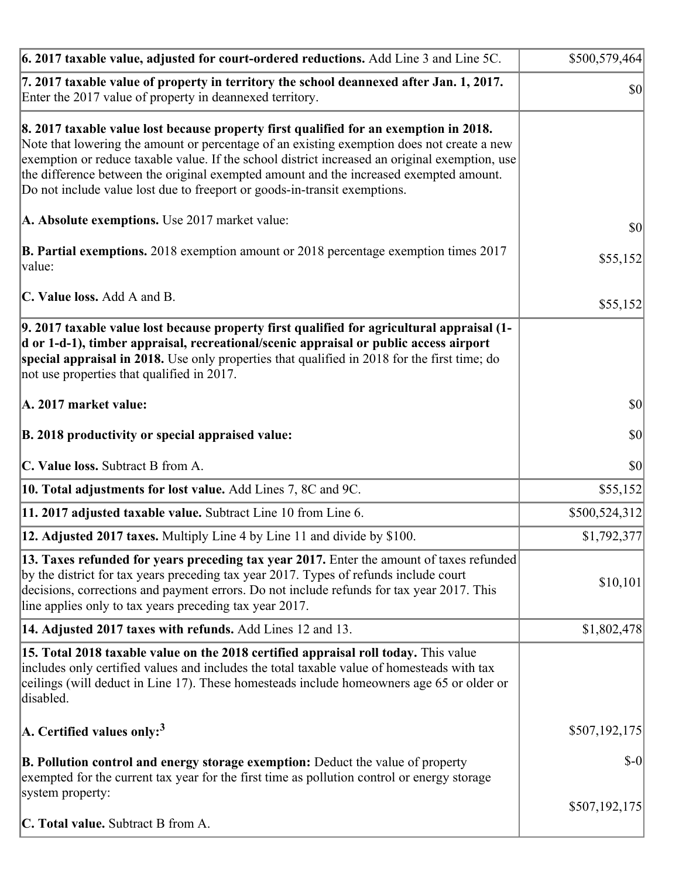| | |
|---|---|
| **6. 2017 taxable value, adjusted for court-ordered reductions.** Add Line 3 and Line 5C. | $500,579,464 |
| **7. 2017 taxable value of property in territory the school deannexed after Jan. 1, 2017.** Enter the 2017 value of property in deannexed territory. | $0 |
| **8. 2017 taxable value lost because property first qualified for an exemption in 2018.** Note that lowering the amount or percentage of an existing exemption does not create a new exemption or reduce taxable value. If the school district increased an original exemption, use the difference between the original exempted amount and the increased exempted amount. Do not include value lost due to freeport or goods-in-transit exemptions.<br><br>**A. Absolute exemptions.** Use 2017 market value:<br><br>**B. Partial exemptions.** 2018 exemption amount or 2018 percentage exemption times 2017 value:<br><br>**C. Value loss.** Add A and B. | <br><br><br><br>$0<br><br>$55,152<br><br>$55,152 |
| **9. 2017 taxable value lost because property first qualified for agricultural appraisal (1-d or 1-d-1), timber appraisal, recreational/scenic appraisal or public access airport special appraisal in 2018.** Use only properties that qualified in 2018 for the first time; do not use properties that qualified in 2017.<br><br>**A. 2017 market value:**<br><br>**B. 2018 productivity or special appraised value:**<br><br>**C. Value loss.** Subtract B from A. | <br><br><br><br>$0<br><br>$0<br><br>$0 |
| **10. Total adjustments for lost value.** Add Lines 7, 8C and 9C. | $55,152 |
| **11. 2017 adjusted taxable value.** Subtract Line 10 from Line 6. | $500,524,312 |
| **12. Adjusted 2017 taxes.** Multiply Line 4 by Line 11 and divide by $100. | $1,792,377 |
| **13. Taxes refunded for years preceding tax year 2017.** Enter the amount of taxes refunded by the district for tax years preceding tax year 2017. Types of refunds include court decisions, corrections and payment errors. Do not include refunds for tax year 2017. This line applies only to tax years preceding tax year 2017. | $10,101 |
| **14. Adjusted 2017 taxes with refunds.** Add Lines 12 and 13. | $1,802,478 |
| **15. Total 2018 taxable value on the 2018 certified appraisal roll today.** This value includes only certified values and includes the total taxable value of homesteads with tax ceilings (will deduct in Line 17). These homesteads include homeowners age 65 or older or disabled.<br><br>**A. Certified values only:**[3]<br><br>**B. Pollution control and energy storage exemption:** Deduct the value of property exempted for the current tax year for the first time as pollution control or energy storage system property:<br><br>**C. Total value.** Subtract B from A. | <br><br><br><br>$507,192,175<br><br>$-0<br><br>$507,192,175 |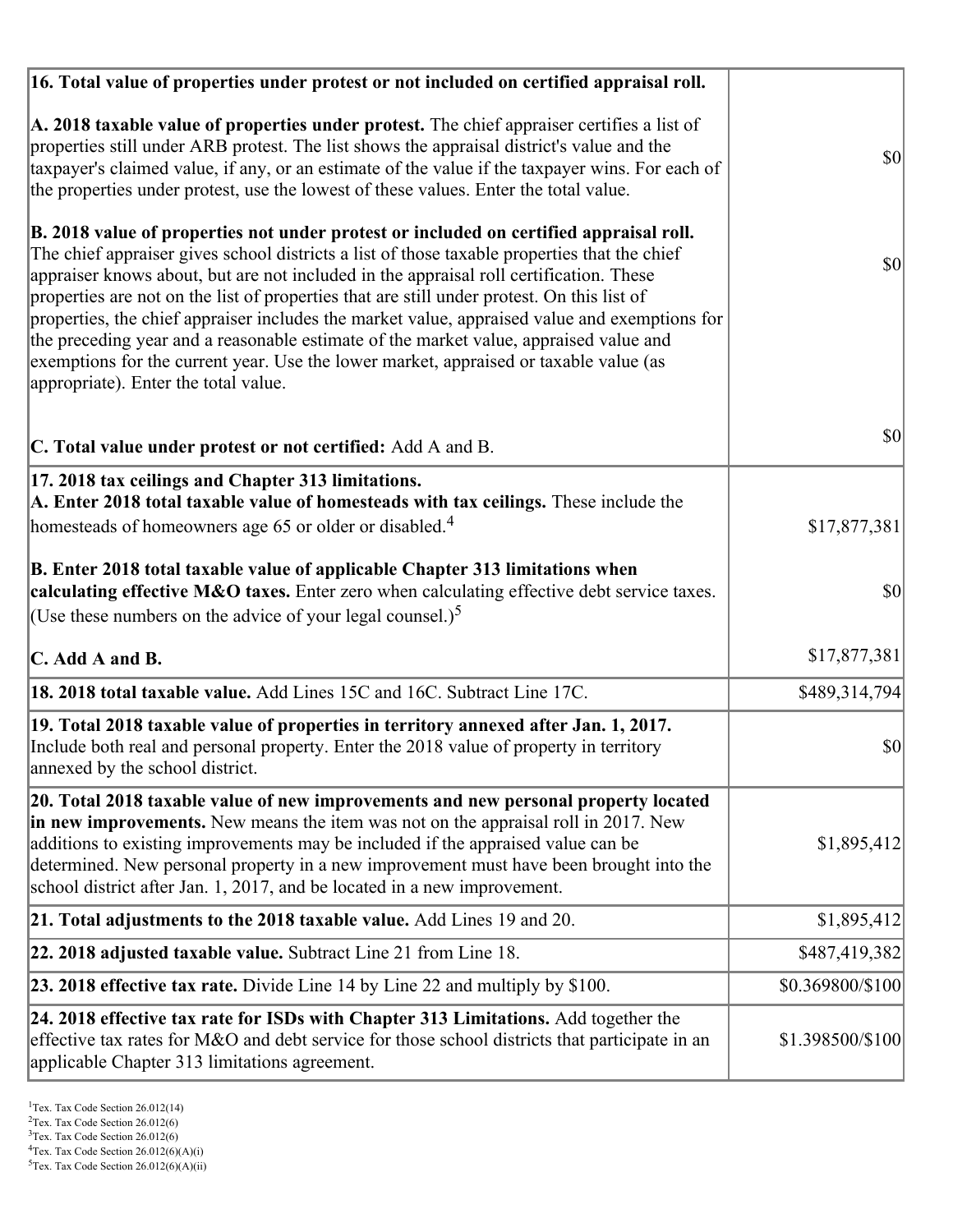| | |
|---|---|
| **16. Total value of properties under protest or not included on certified appraisal roll.** | |
| **A. 2018 taxable value of properties under protest.** The chief appraiser certifies a list of properties still under ARB protest. The list shows the appraisal district's value and the taxpayer's claimed value, if any, or an estimate of the value if the taxpayer wins. For each of the properties under protest, use the lowest of these values. Enter the total value. | $0 |
| **B. 2018 value of properties not under protest or included on certified appraisal roll.** The chief appraiser gives school districts a list of those taxable properties that the chief appraiser knows about, but are not included in the appraisal roll certification. These properties are not on the list of properties that are still under protest. On this list of properties, the chief appraiser includes the market value, appraised value and exemptions for the preceding year and a reasonable estimate of the market value, appraised value and exemptions for the current year. Use the lower market, appraised or taxable value (as appropriate). Enter the total value. | $0 |
| **C. Total value under protest or not certified:** Add A and B. | $0 |
| **17. 2018 tax ceilings and Chapter 313 limitations.** | |
| **A. Enter 2018 total taxable value of homesteads with tax ceilings.** These include the homesteads of homeowners age 65 or older or disabled.[4] | $17,877,381 |
| **B. Enter 2018 total taxable value of applicable Chapter 313 limitations when calculating effective M&O taxes.** Enter zero when calculating effective debt service taxes. (Use these numbers on the advice of your legal counsel.)[5] | $0 |
| **C. Add A and B.** | $17,877,381 |
| **18. 2018 total taxable value.** Add Lines 15C and 16C. Subtract Line 17C. | $489,314,794 |
| **19. Total 2018 taxable value of properties in territory annexed after Jan. 1, 2017.** Include both real and personal property. Enter the 2018 value of property in territory annexed by the school district. | $0 |
| **20. Total 2018 taxable value of new improvements and new personal property located in new improvements.** New means the item was not on the appraisal roll in 2017. New additions to existing improvements may be included if the appraised value can be determined. New personal property in a new improvement must have been brought into the school district after Jan. 1, 2017, and be located in a new improvement. | $1,895,412 |
| **21. Total adjustments to the 2018 taxable value.** Add Lines 19 and 20. | $1,895,412 |
| **22. 2018 adjusted taxable value.** Subtract Line 21 from Line 18. | $487,419,382 |
| **23. 2018 effective tax rate.** Divide Line 14 by Line 22 and multiply by $100. | $0.369800/$100 |
| **24. 2018 effective tax rate for ISDs with Chapter 313 Limitations.** Add together the effective tax rates for M&O and debt service for those school districts that participate in an applicable Chapter 313 limitations agreement. | $1.398500/$100 |

[1]Tex. Tax Code Section 26.012(14)
[2]Tex. Tax Code Section 26.012(6)
[3]Tex. Tax Code Section 26.012(6)
[4]Tex. Tax Code Section 26.012(6)(A)(i)
[5]Tex. Tax Code Section 26.012(6)(A)(ii)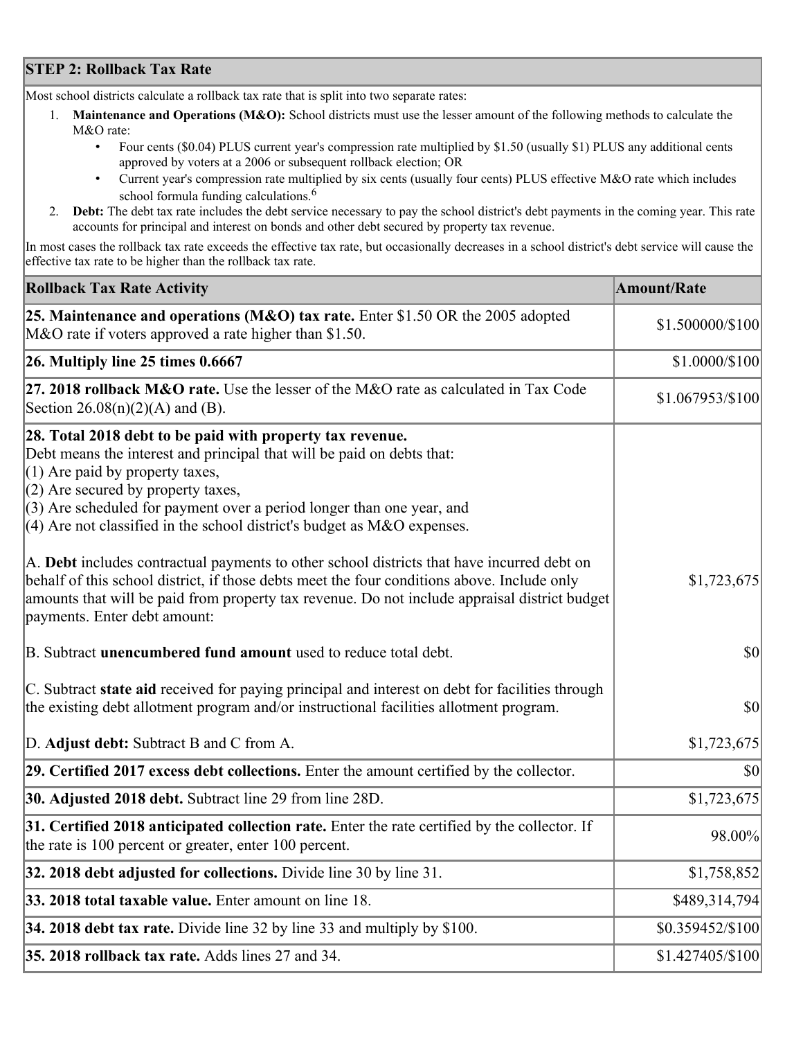## STEP 2: Rollback Tax Rate

Most school districts calculate a rollback tax rate that is split into two separate rates:

1. **Maintenance and Operations (M&O):** School districts must use the lesser amount of the following methods to calculate the M&O rate:
   - Four cents ($0.04) PLUS current year's compression rate multiplied by $1.50 (usually $1) PLUS any additional cents approved by voters at a 2006 or subsequent rollback election; OR
   - Current year's compression rate multiplied by six cents (usually four cents) PLUS effective M&O rate which includes school formula funding calculations.[6]
2. **Debt:** The debt tax rate includes the debt service necessary to pay the school district's debt payments in the coming year. This rate accounts for principal and interest on bonds and other debt secured by property tax revenue.

In most cases the rollback tax rate exceeds the effective tax rate, but occasionally decreases in a school district's debt service will cause the effective tax rate to be higher than the rollback tax rate.

| Rollback Tax Rate Activity | Amount/Rate |
|---|---|
| **25. Maintenance and operations (M&O) tax rate.** Enter $1.50 OR the 2005 adopted M&O rate if voters approved a rate higher than $1.50. | $1.500000/$100 |
| **26. Multiply line 25 times 0.6667** | $1.0000/$100 |
| **27. 2018 rollback M&O rate.** Use the lesser of the M&O rate as calculated in Tax Code Section 26.08(n)(2)(A) and (B). | $1.067953/$100 |
| **28. Total 2018 debt to be paid with property tax revenue.**<br>Debt means the interest and principal that will be paid on debts that:<br>(1) Are paid by property taxes,<br>(2) Are secured by property taxes,<br>(3) Are scheduled for payment over a period longer than one year, and<br>(4) Are not classified in the school district's budget as M&O expenses.<br><br>A. **Debt** includes contractual payments to other school districts that have incurred debt on behalf of this school district, if those debts meet the four conditions above. Include only amounts that will be paid from property tax revenue. Do not include appraisal district budget payments. Enter debt amount: | $1,723,675 |
| B. Subtract **unencumbered fund amount** used to reduce total debt. | $0 |
| C. Subtract **state aid** received for paying principal and interest on debt for facilities through the existing debt allotment program and/or instructional facilities allotment program. | $0 |
| D. **Adjust debt:** Subtract B and C from A. | $1,723,675 |
| **29. Certified 2017 excess debt collections.** Enter the amount certified by the collector. | $0 |
| **30. Adjusted 2018 debt.** Subtract line 29 from line 28D. | $1,723,675 |
| **31. Certified 2018 anticipated collection rate.** Enter the rate certified by the collector. If the rate is 100 percent or greater, enter 100 percent. | 98.00% |
| **32. 2018 debt adjusted for collections.** Divide line 30 by line 31. | $1,758,852 |
| **33. 2018 total taxable value.** Enter amount on line 18. | $489,314,794 |
| **34. 2018 debt tax rate.** Divide line 32 by line 33 and multiply by $100. | $0.359452/$100 |
| **35. 2018 rollback tax rate.** Adds lines 27 and 34. | $1.427405/$100 |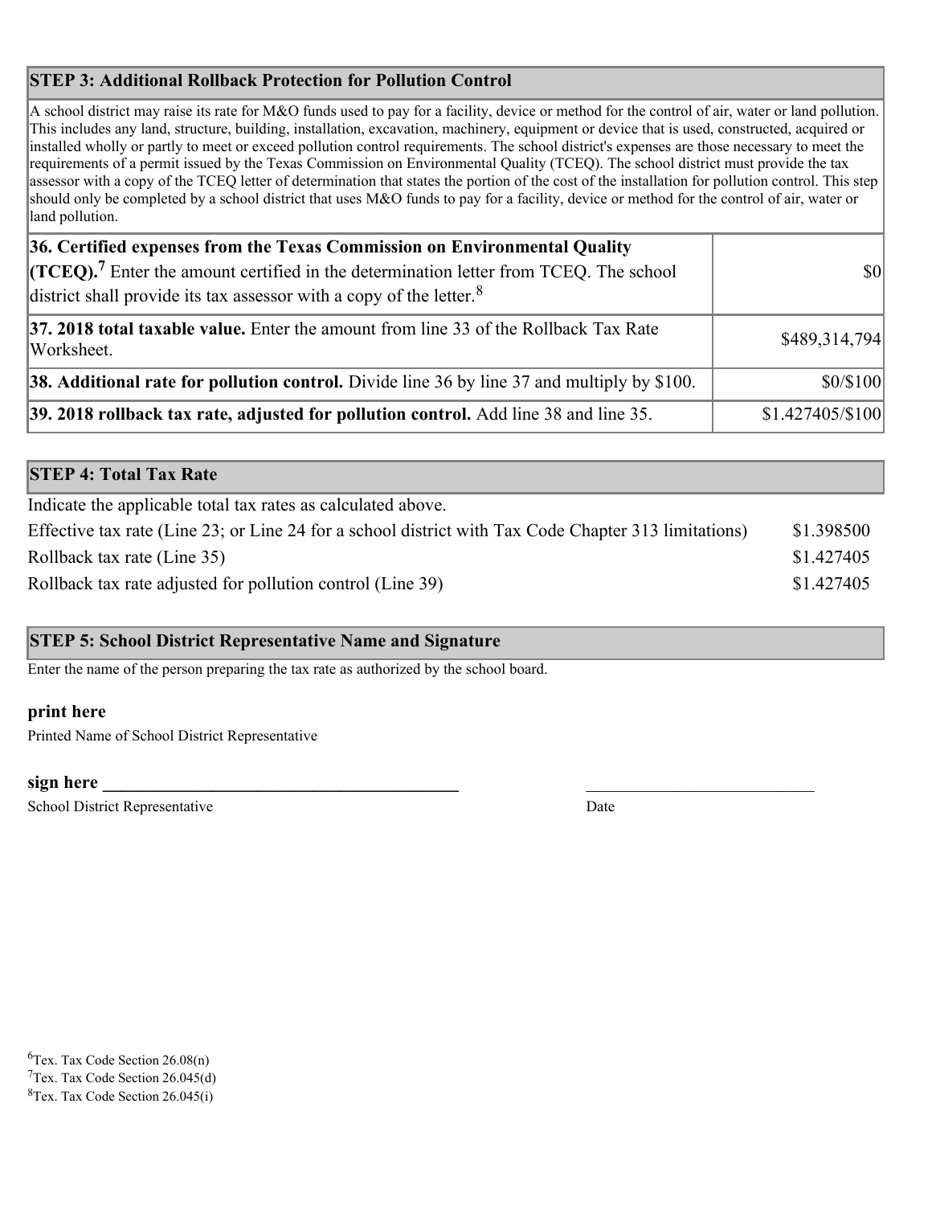## STEP 3: Additional Rollback Protection for Pollution Control

A school district may raise its rate for M&O funds used to pay for a facility, device or method for the control of air, water or land pollution. This includes any land, structure, building, installation, excavation, machinery, equipment or device that is used, constructed, acquired or installed wholly or partly to meet or exceed pollution control requirements. The school district's expenses are those necessary to meet the requirements of a permit issued by the Texas Commission on Environmental Quality (TCEQ). The school district must provide the tax assessor with a copy of the TCEQ letter of determination that states the portion of the cost of the installation for pollution control. This step should only be completed by a school district that uses M&O funds to pay for a facility, device or method for the control of air, water or land pollution.

| | |
|---|---|
| **36. Certified expenses from the Texas Commission on Environmental Quality (TCEQ).**[7] Enter the amount certified in the determination letter from TCEQ. The school district shall provide its tax assessor with a copy of the letter.[8] | $0 |
| **37. 2018 total taxable value.** Enter the amount from line 33 of the Rollback Tax Rate Worksheet. | $489,314,794 |
| **38. Additional rate for pollution control.** Divide line 36 by line 37 and multiply by $100. | $0/$100 |
| **39. 2018 rollback tax rate, adjusted for pollution control.** Add line 38 and line 35. | $1.427405/$100 |

## STEP 4: Total Tax Rate

Indicate the applicable total tax rates as calculated above.

| | |
|---|---|
| Effective tax rate (Line 23; or Line 24 for a school district with Tax Code Chapter 313 limitations) | $1.398500 |
| Rollback tax rate (Line 35) | $1.427405 |
| Rollback tax rate adjusted for pollution control (Line 39) | $1.427405 |

## STEP 5: School District Representative Name and Signature

Enter the name of the person preparing the tax rate as authorized by the school board.

**print here**

Printed Name of School District Representative

**sign here** ___________________________________________ ____________________________

School District Representative Date

[6] Tex. Tax Code Section 26.08(n)
[7] Tex. Tax Code Section 26.045(d)
[8] Tex. Tax Code Section 26.045(i)